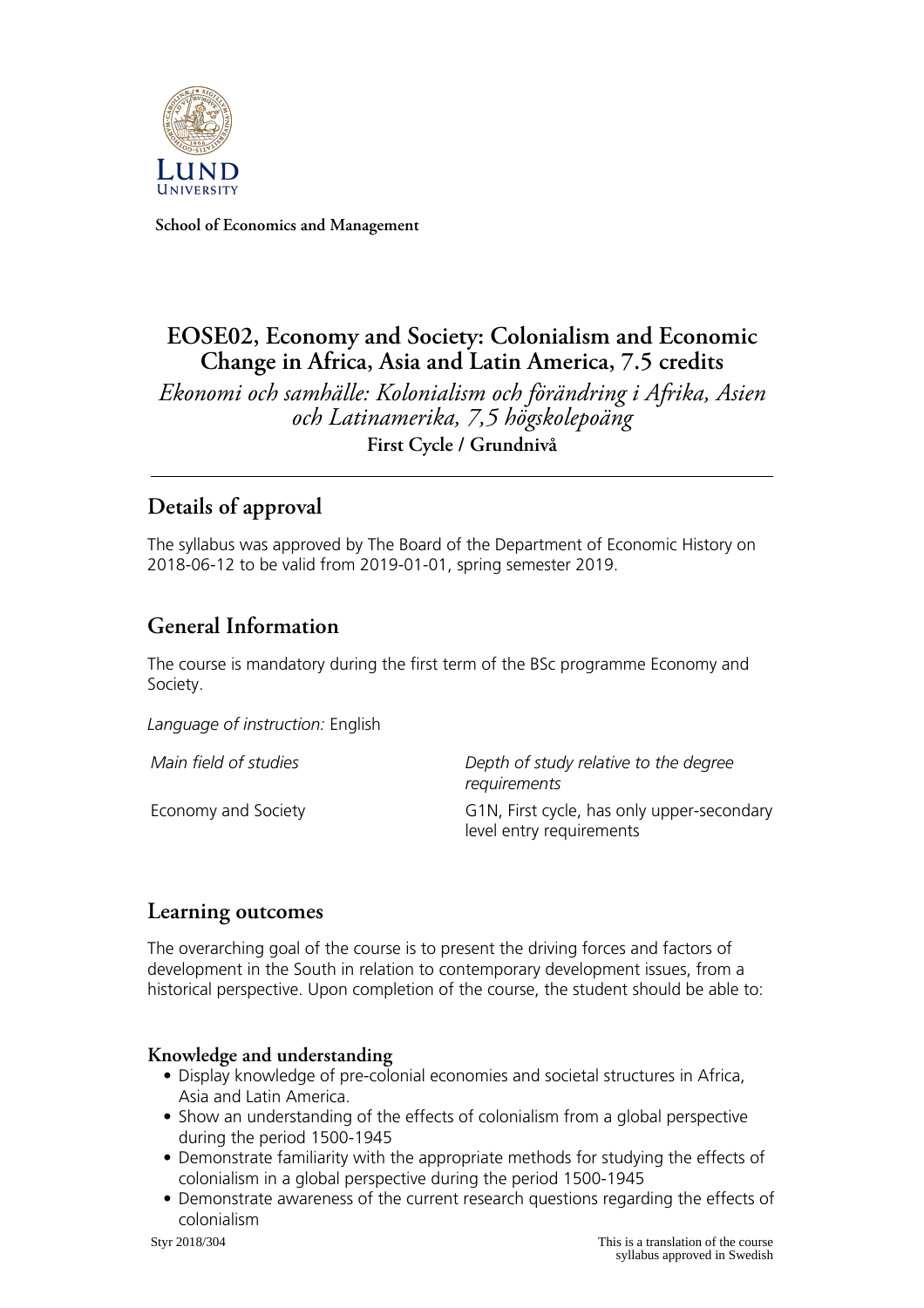Lund University

**School of Economics and Management**

# EOSE02, Economy and Society: Colonialism and Economic Change in Africa, Asia and Latin America, 7.5 credits

*Ekonomi och samhälle: Kolonialism och förändring i Afrika, Asien och Latinamerika, 7,5 högskolepoäng*

**First Cycle / Grundnivå**

## Details of approval

The syllabus was approved by The Board of the Department of Economic History on 2018-06-12 to be valid from 2019-01-01, spring semester 2019.

## General Information

The course is mandatory during the first term of the BSc programme Economy and Society.

*Language of instruction:* English

| *Main field of studies* | *Depth of study relative to the degree requirements* |
| --- | --- |
| Economy and Society | G1N, First cycle, has only upper-secondary level entry requirements |

## Learning outcomes

The overarching goal of the course is to present the driving forces and factors of development in the South in relation to contemporary development issues, from a historical perspective. Upon completion of the course, the student should be able to:

### Knowledge and understanding

- Display knowledge of pre-colonial economies and societal structures in Africa, Asia and Latin America.
- Show an understanding of the effects of colonialism from a global perspective during the period 1500-1945
- Demonstrate familiarity with the appropriate methods for studying the effects of colonialism in a global perspective during the period 1500-1945
- Demonstrate awareness of the current research questions regarding the effects of colonialism

Styr 2018/304

This is a translation of the course syllabus approved in Swedish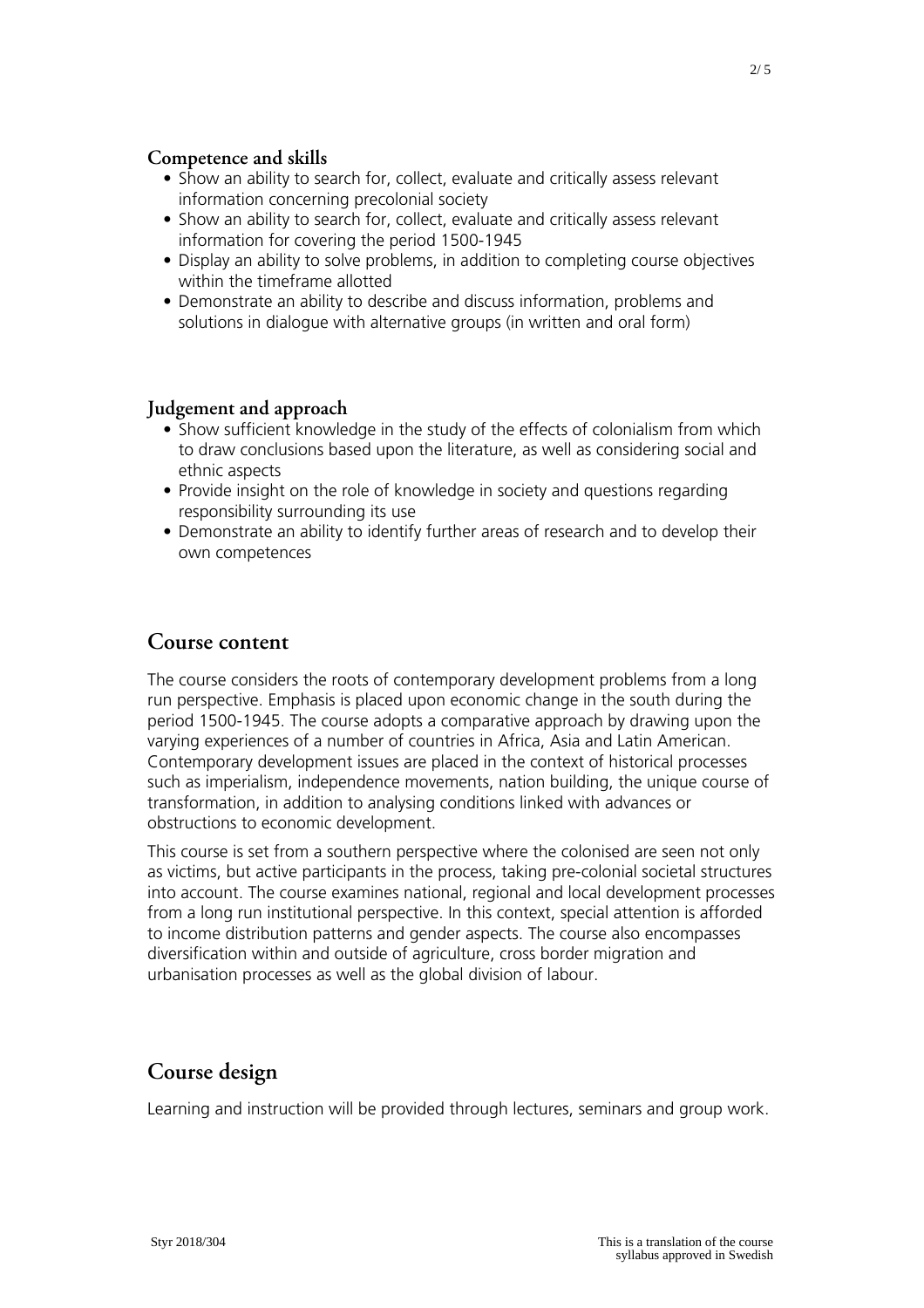### Competence and skills

- Show an ability to search for, collect, evaluate and critically assess relevant information concerning precolonial society
- Show an ability to search for, collect, evaluate and critically assess relevant information for covering the period 1500-1945
- Display an ability to solve problems, in addition to completing course objectives within the timeframe allotted
- Demonstrate an ability to describe and discuss information, problems and solutions in dialogue with alternative groups (in written and oral form)

### Judgement and approach

- Show sufficient knowledge in the study of the effects of colonialism from which to draw conclusions based upon the literature, as well as considering social and ethnic aspects
- Provide insight on the role of knowledge in society and questions regarding responsibility surrounding its use
- Demonstrate an ability to identify further areas of research and to develop their own competences

## Course content

The course considers the roots of contemporary development problems from a long run perspective. Emphasis is placed upon economic change in the south during the period 1500-1945. The course adopts a comparative approach by drawing upon the varying experiences of a number of countries in Africa, Asia and Latin American. Contemporary development issues are placed in the context of historical processes such as imperialism, independence movements, nation building, the unique course of transformation, in addition to analysing conditions linked with advances or obstructions to economic development.

This course is set from a southern perspective where the colonised are seen not only as victims, but active participants in the process, taking pre-colonial societal structures into account. The course examines national, regional and local development processes from a long run institutional perspective. In this context, special attention is afforded to income distribution patterns and gender aspects. The course also encompasses diversification within and outside of agriculture, cross border migration and urbanisation processes as well as the global division of labour.

## Course design

Learning and instruction will be provided through lectures, seminars and group work.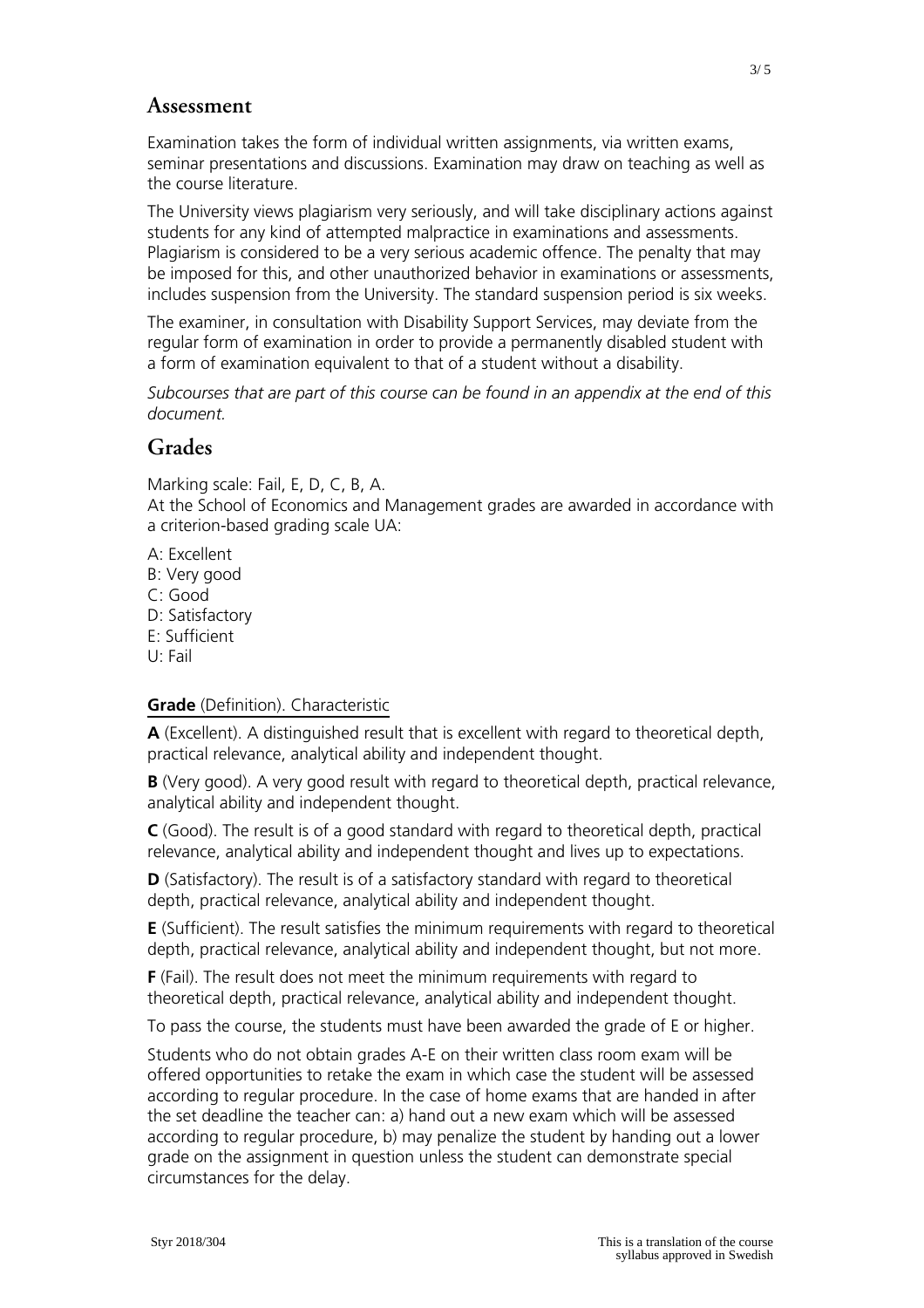## Assessment

Examination takes the form of individual written assignments, via written exams, seminar presentations and discussions. Examination may draw on teaching as well as the course literature.

The University views plagiarism very seriously, and will take disciplinary actions against students for any kind of attempted malpractice in examinations and assessments. Plagiarism is considered to be a very serious academic offence. The penalty that may be imposed for this, and other unauthorized behavior in examinations or assessments, includes suspension from the University. The standard suspension period is six weeks.

The examiner, in consultation with Disability Support Services, may deviate from the regular form of examination in order to provide a permanently disabled student with a form of examination equivalent to that of a student without a disability.

*Subcourses that are part of this course can be found in an appendix at the end of this document.*

## Grades

Marking scale: Fail, E, D, C, B, A.
At the School of Economics and Management grades are awarded in accordance with a criterion-based grading scale UA:

A: Excellent
B: Very good
C: Good
D: Satisfactory
E: Sufficient
U: Fail

**Grade** (Definition). Characteristic

**A** (Excellent). A distinguished result that is excellent with regard to theoretical depth, practical relevance, analytical ability and independent thought.

**B** (Very good). A very good result with regard to theoretical depth, practical relevance, analytical ability and independent thought.

**C** (Good). The result is of a good standard with regard to theoretical depth, practical relevance, analytical ability and independent thought and lives up to expectations.

**D** (Satisfactory). The result is of a satisfactory standard with regard to theoretical depth, practical relevance, analytical ability and independent thought.

**E** (Sufficient). The result satisfies the minimum requirements with regard to theoretical depth, practical relevance, analytical ability and independent thought, but not more.

**F** (Fail). The result does not meet the minimum requirements with regard to theoretical depth, practical relevance, analytical ability and independent thought.

To pass the course, the students must have been awarded the grade of E or higher.

Students who do not obtain grades A-E on their written class room exam will be offered opportunities to retake the exam in which case the student will be assessed according to regular procedure. In the case of home exams that are handed in after the set deadline the teacher can: a) hand out a new exam which will be assessed according to regular procedure, b) may penalize the student by handing out a lower grade on the assignment in question unless the student can demonstrate special circumstances for the delay.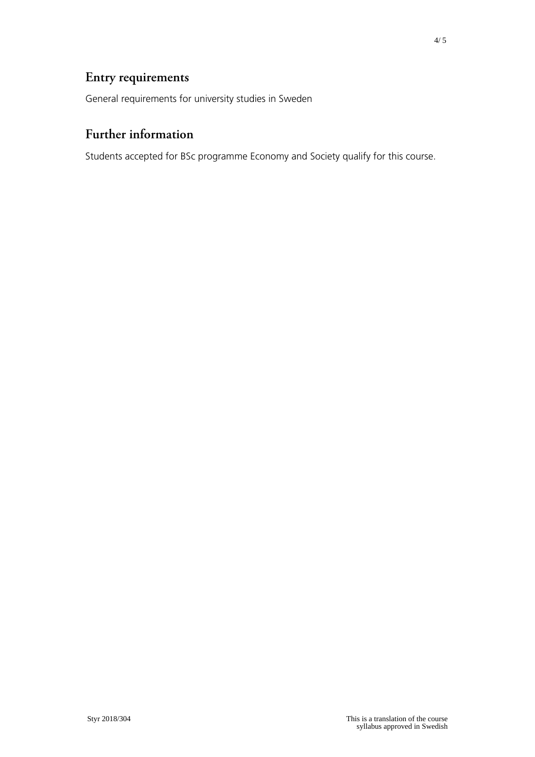## Entry requirements

General requirements for university studies in Sweden

## Further information

Students accepted for BSc programme Economy and Society qualify for this course.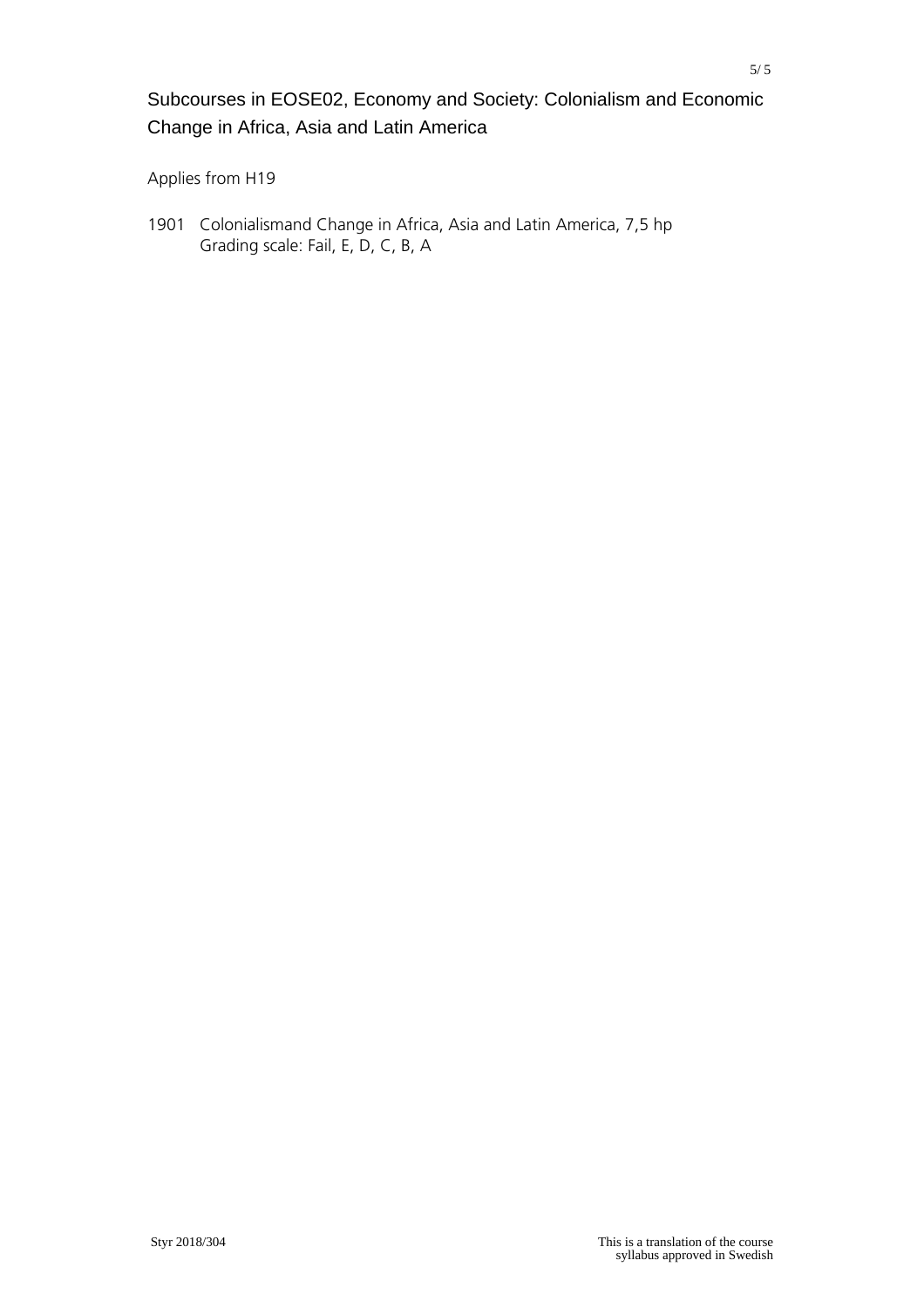# Subcourses in EOSE02, Economy and Society: Colonialism and Economic Change in Africa, Asia and Latin America

Applies from H19

1901 Colonialismand Change in Africa, Asia and Latin America, 7,5 hp
Grading scale: Fail, E, D, C, B, A

Styr 2018/304

This is a translation of the course syllabus approved in Swedish